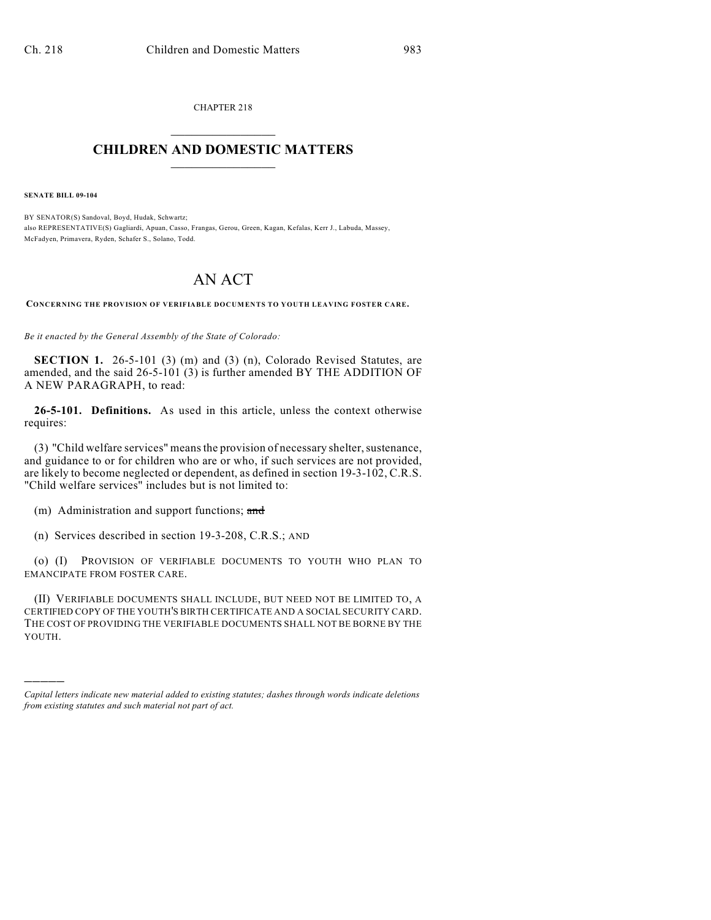CHAPTER 218

# CHILDREN AND DOMESTIC MATTERS

**SENATE BILL 09-104**

BY SENATOR(S) Sandoval, Boyd, Hudak, Schwartz;
also REPRESENTATIVE(S) Gagliardi, Apuan, Casso, Frangas, Gerou, Green, Kagan, Kefalas, Kerr J., Labuda, Massey, McFadyen, Primavera, Ryden, Schafer S., Solano, Todd.

# AN ACT

**CONCERNING THE PROVISION OF VERIFIABLE DOCUMENTS TO YOUTH LEAVING FOSTER CARE.**

*Be it enacted by the General Assembly of the State of Colorado:*

**SECTION 1.** 26-5-101 (3) (m) and (3) (n), Colorado Revised Statutes, are amended, and the said 26-5-101 (3) is further amended BY THE ADDITION OF A NEW PARAGRAPH, to read:

**26-5-101. Definitions.** As used in this article, unless the context otherwise requires:

(3) "Child welfare services" means the provision of necessary shelter, sustenance, and guidance to or for children who are or who, if such services are not provided, are likely to become neglected or dependent, as defined in section 19-3-102, C.R.S. "Child welfare services" includes but is not limited to:

(m) Administration and support functions; ~~and~~

(n) Services described in section 19-3-208, C.R.S.; AND

(o) (I) PROVISION OF VERIFIABLE DOCUMENTS TO YOUTH WHO PLAN TO EMANCIPATE FROM FOSTER CARE.

(II) VERIFIABLE DOCUMENTS SHALL INCLUDE, BUT NEED NOT BE LIMITED TO, A CERTIFIED COPY OF THE YOUTH'S BIRTH CERTIFICATE AND A SOCIAL SECURITY CARD. THE COST OF PROVIDING THE VERIFIABLE DOCUMENTS SHALL NOT BE BORNE BY THE YOUTH.

---

*Capital letters indicate new material added to existing statutes; dashes through words indicate deletions from existing statutes and such material not part of act.*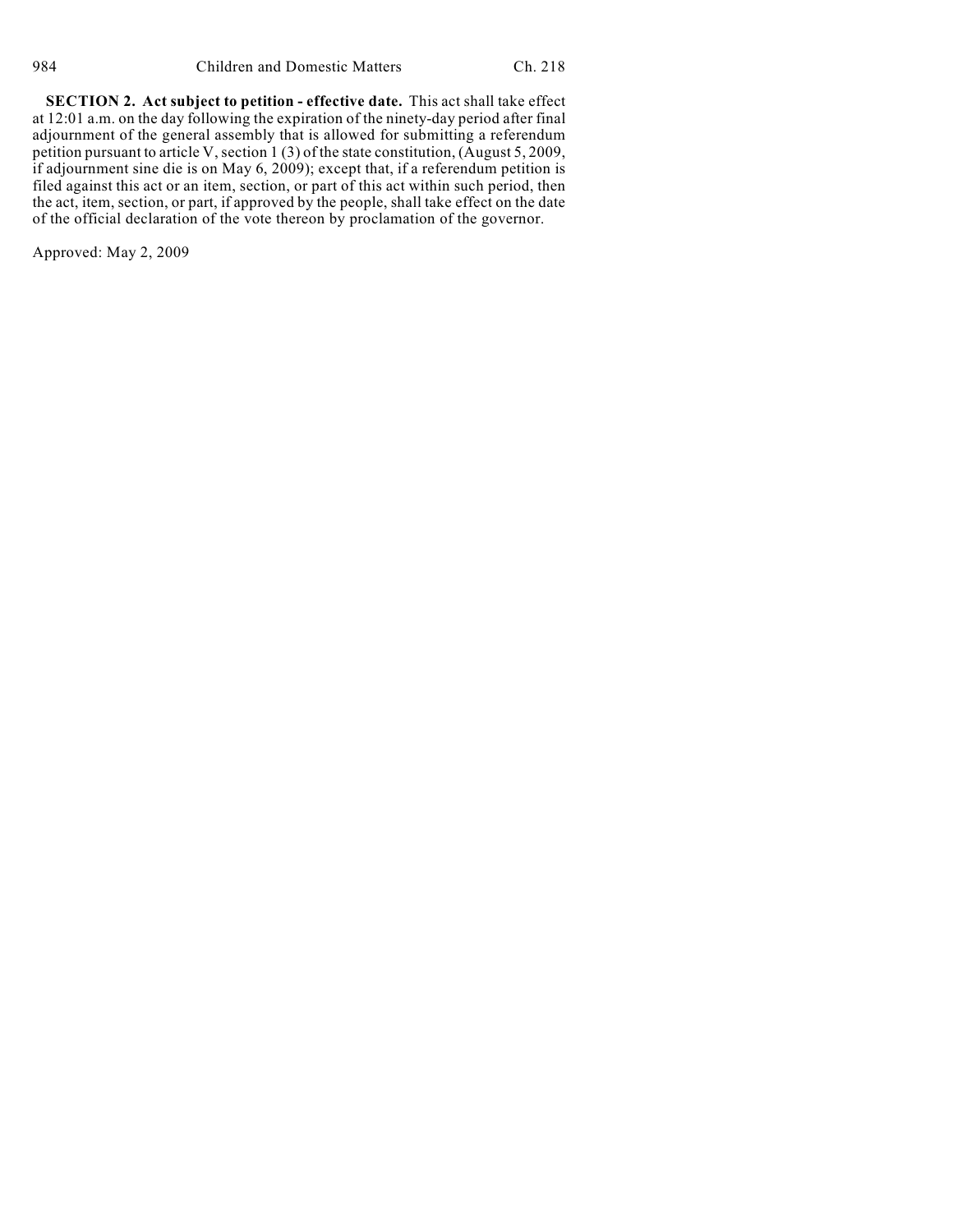**SECTION 2. Act subject to petition - effective date.** This act shall take effect at 12:01 a.m. on the day following the expiration of the ninety-day period after final adjournment of the general assembly that is allowed for submitting a referendum petition pursuant to article V, section 1 (3) of the state constitution, (August 5, 2009, if adjournment sine die is on May 6, 2009); except that, if a referendum petition is filed against this act or an item, section, or part of this act within such period, then the act, item, section, or part, if approved by the people, shall take effect on the date of the official declaration of the vote thereon by proclamation of the governor.

Approved: May 2, 2009